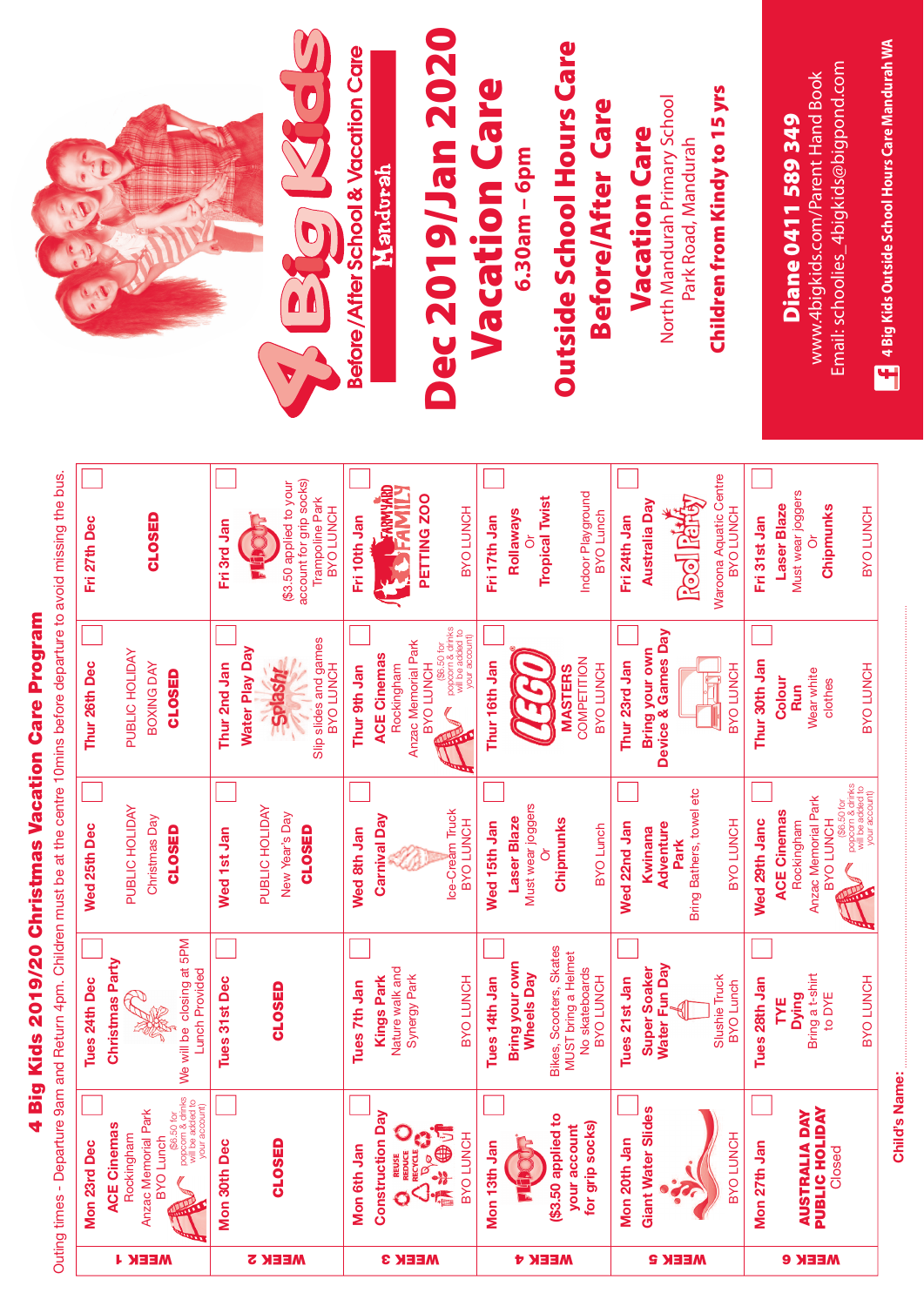# 4 Big Kids 2019/20 Christmas Vacation Care Program

Outing times - Departure 9am and Return 4pm. Children must be at the centre 10mins before departure to avoid missing the bus.

| | Mon | Tues | Wed | Thur | Fri |
|---|---|---|---|---|---|
| **WEEK 1** | **Mon 23rd Dec** **ACE Cinemas** Rockingham Anzac Memorial Park BYO Lunch ($6.50 for popcorn & drinks will be added to your account) | **Tues 24th Dec** **Christmas Party** We will be closing at 5PM Lunch Provided | **Wed 25th Dec** PUBLIC HOLIDAY Christmas Day **CLOSED** | **Thur 26th Dec** PUBLIC HOLIDAY BOXING DAY **CLOSED** | **Fri 27th Dec** **CLOSED** |
| **WEEK 2** | **Mon 30th Dec** **CLOSED** | **Tues 31st Dec** **CLOSED** | **Wed 1st Jan** PUBLIC HOLIDAY New Year's Day **CLOSED** | **Thur 2nd Jan** **Water Play Day** Splash! Slip slides and games BYO LUNCH | **Fri 3rd Jan** FLIGHT ($3.50 applied to your account for grip socks) Trampoline Park BYO LUNCH |
| **WEEK 3** | **Mon 6th Jan** **Construction Day** REUSE REDUCE RECYCLE BYO LUNCH | **Tues 7th Jan** **Kings Park** Nature walk and Synergy Park BYO LUNCH | **Wed 8th Jan** **Carnival Day** Ice-Cream Truck BYO LUNCH | **Thur 9th Jan** **ACE Cinemas** Rockingham Anzac Memorial Park BYO LUNCH ($6.50 for popcorn & drinks will be added to your account) | **Fri 10th Jan** FARMYARD FAMILY **PETTING ZOO** BYO LUNCH |
| **WEEK 4** | **Mon 13th Jan** FLIGHT **($3.50 applied to your account for grip socks)** | **Tues 14th Jan** **Bring your own Wheels Day** Bikes, Scooters, Skates MUST bring a Helmet No skateboards BYO LUNCH | **Wed 15th Jan** **Laser Blaze** Must wear joggers Or **Chipmunks** BYO Lunch | **Thur 16th Jan** LEGO **MASTERS** COMPETITION BYO LUNCH | **Fri 17th Jan** **Rollaways** Or **Tropical Twist** Indoor Playground BYO Lunch |
| **WEEK 5** | **Mon 20th Jan** **Giant Water Slides** BYO LUNCH | **Tues 21st Jan** **Super Soaker Water Fun Day** Slushie Truck BYO Lunch | **Wed 22nd Jan** **Kwinana Adventure Park** Bring Bathers, towel etc BYO LUNCH | **Thur 23rd Jan** **Bring your own Device & Games Day** BYO LUNCH | **Fri 24th Jan** **Australia Day** Pool Party Waroona Aquatic Centre BYO LUNCH |
| **WEEK 6** | **Mon 27th Jan** **AUSTRALIA DAY PUBLIC HOLIDAY** Closed | **Tues 28th Jan** **TYE Dying** Bring a t-shirt to DYE BYO LUNCH | **Wed 29th Janc** **ACE Cinemas** Rockingham Anzac Memorial Park BYO LUNCH ($6.50 for popcorn & drinks will be added to your account) | **Thur 30th Jan** **Colour Run** Wear white clothes BYO LUNCH | **Fri 31st Jan** **Laser Blaze** Must wear joggers Or **Chipmunks** BYO LUNCH |

Child's Name: ..............................................................................................

# 4 Big Kids

**Before/After School & Vacation Care**

**Mandurah**

# Dec 2019/Jan 2020

## Vacation Care

**6.30am – 6pm**

## Outside School Hours Care

## Before/After Care

## Vacation Care

North Mandurah Primary School
Park Road, Mandurah

**Children from Kindy to 15 yrs**

**Diane 0411 589 349**

www.4bigkids.com/Parent Hand Book

Email: schoolies_4bigkids@bigpond.com

**4 Big Kids Outside School Hours Care Mandurah WA**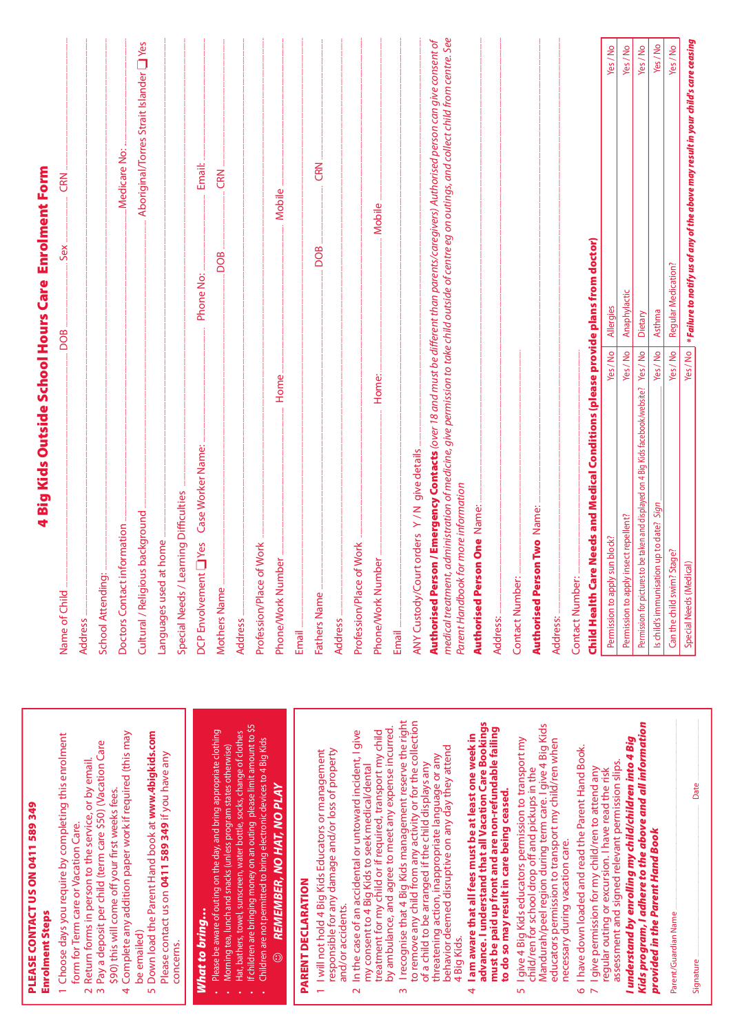## PLEASE CONTACT US ON 0411 589 349

### Enrolment Steps

1. Choose days you require by completing this enrolment form for Term care or Vacation Care.
2. Return forms in person to the service, or by email.
3. Pay a deposit per child (term care $50) (Vacation Care $90) this will come off your first weeks fees.
4. Complete any addition paper work if required (this may be emailed)
5. Down load the Parent Hand book at **www.4bigkids.com** Please contact us on **0411 589 349** if you have any concerns.

### *What to bring...*

- Please be aware of outing on the day, and bring appropriate clothing
- Morning tea, lunch and snacks (unless program states otherwise)
- Hat, bathers, towel, sunscreen, water bottle, socks, change of clothes
- If children are bringing money on an outing please limit amount to $5
- Children are not permitted to bring electronic devices to 4 Big Kids

☺ ***REMEMBER, NO HAT, NO PLAY***

### PARENT DECLARATION

1. I will not hold 4 Big Kids Educators or management responsible for any damage and/or loss of property and/or accidents.
2. In the case of an accidental or untoward incident, I give my consent to 4 Big Kids to seek medical/dental treatment for my child or if required, transport my child by ambulance, and agree to meet any expense incurred.
3. I recognise that 4 Big Kids management reserve the right to remove any child from any activity or for the collection of a child to be arranged if the child displays any threatening action, inappropriate language or any behavior deemed disruptive on any day they attend 4 Big Kids.
4. **I am aware that all fees must be at least one week in advance. I understand that all Vacation Care Bookings must be paid up front and are non-refundable failing to do so may result in care being ceased.**
5. I give 4 Big Kids educators permission to transport my child/ren for school drop off and pickups in the Mandurah/peel region during term care. I give 4 Big Kids educators permission to transport my child/ren when necessary during vacation care.
6. I have down loaded and read the Parent Hand Book.
7. I give permission for my child/ren to attend any regular outing or excursion. I have read the risk assessment and signed relevant permission slips.

***I understand by enrolling my child/children into 4 Big Kids program, I adhere to the above and all information provided in the Parent Hand Book***

Parent/Guardian Name ..............................

Signature .............................. Date ..............................

# 4 Big Kids Outside School Hours Care Enrolment Form

Name of Child .............................. DOB .............................. Sex .............................. CRN ..............................

Address ..............................

School Attending: ..............................

Doctors Contact information .............................. Medicare No: ..............................

Cultural / Religious background .............................. Aboriginal/Torres Strait Islander ☐ Yes

Languages used at home ..............................

Special Needs / Learning Difficulties ..............................

DCP Envolvement ☐ Yes Case Worker Name: .............................. Phone No: .............................. Email: ..............................

Mothers Name .............................. DOB .............................. CRN ..............................

Address ..............................

Profession/Place of Work ..............................

Phone/Work Number .............................. Home .............................. Mobile ..............................

Email ..............................

Fathers Name .............................. DOB .............................. CRN ..............................

Address ..............................

Profession/Place of Work ..............................

Phone/Work Number .............................. Home: .............................. Mobile ..............................

Email ..............................

ANY Custody/Court orders Y / N give details ..............................

**Authorised Person / Emergency Contacts** *(over 18 and must be different than parents/caregivers) Authorised person can give consent of medical treatment, administration of medicine, give permission to take child outside of centre eg on outings, and collect child from centre. See Parent Handbook for more information*

**Authorised Person One** Name: ..............................

Address: ..............................

Contact Number: ..............................

**Authorised Person Two** Name: ..............................

Address: ..............................

Contact Number: ..............................

### Child Health Care Needs and Medical Conditions (please provide plans from doctor)

| | | | |
|---|---|---|---|
| Permission to apply sun block? | Yes / No | Allergies | Yes / No |
| Permission to apply insect repellent? | Yes / No | Anaphylactic | Yes / No |
| Permission for pictures to be taken and displayed on 4 Big Kids facebook/website? | Yes / No | Dietary | Yes / No |
| Is child's immunisation up to date? *Sign* | Yes / No | Asthma | Yes / No |
| Can the child swim? Stage? | Yes / No | Regular Medication? | Yes / No |
| Special Needs (Medical) | Yes / No | ***Failure to notify us of any of the above may result in your child's care ceasing*** | |